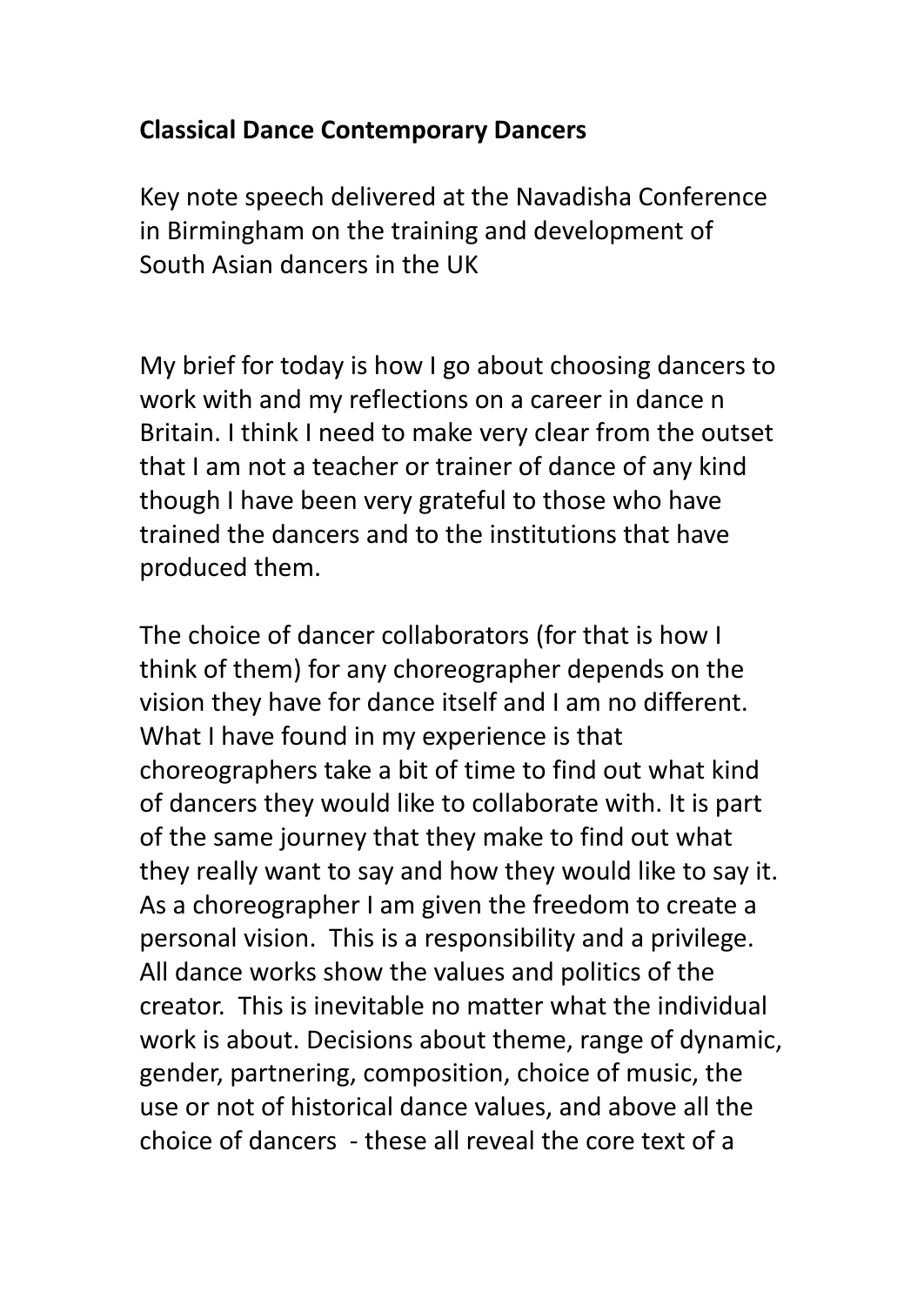**Classical Dance Contemporary Dancers**

Key note speech delivered at the Navadisha Conference in Birmingham on the training and development of South Asian dancers in the UK

My brief for today is how I go about choosing dancers to work with and my reflections on a career in dance n Britain. I think I need to make very clear from the outset that I am not a teacher or trainer of dance of any kind though I have been very grateful to those who have trained the dancers and to the institutions that have produced them.

The choice of dancer collaborators (for that is how I think of them) for any choreographer depends on the vision they have for dance itself and I am no different. What I have found in my experience is that choreographers take a bit of time to find out what kind of dancers they would like to collaborate with. It is part of the same journey that they make to find out what they really want to say and how they would like to say it. As a choreographer I am given the freedom to create a personal vision. This is a responsibility and a privilege. All dance works show the values and politics of the creator. This is inevitable no matter what the individual work is about. Decisions about theme, range of dynamic, gender, partnering, composition, choice of music, the use or not of historical dance values, and above all the choice of dancers - these all reveal the core text of a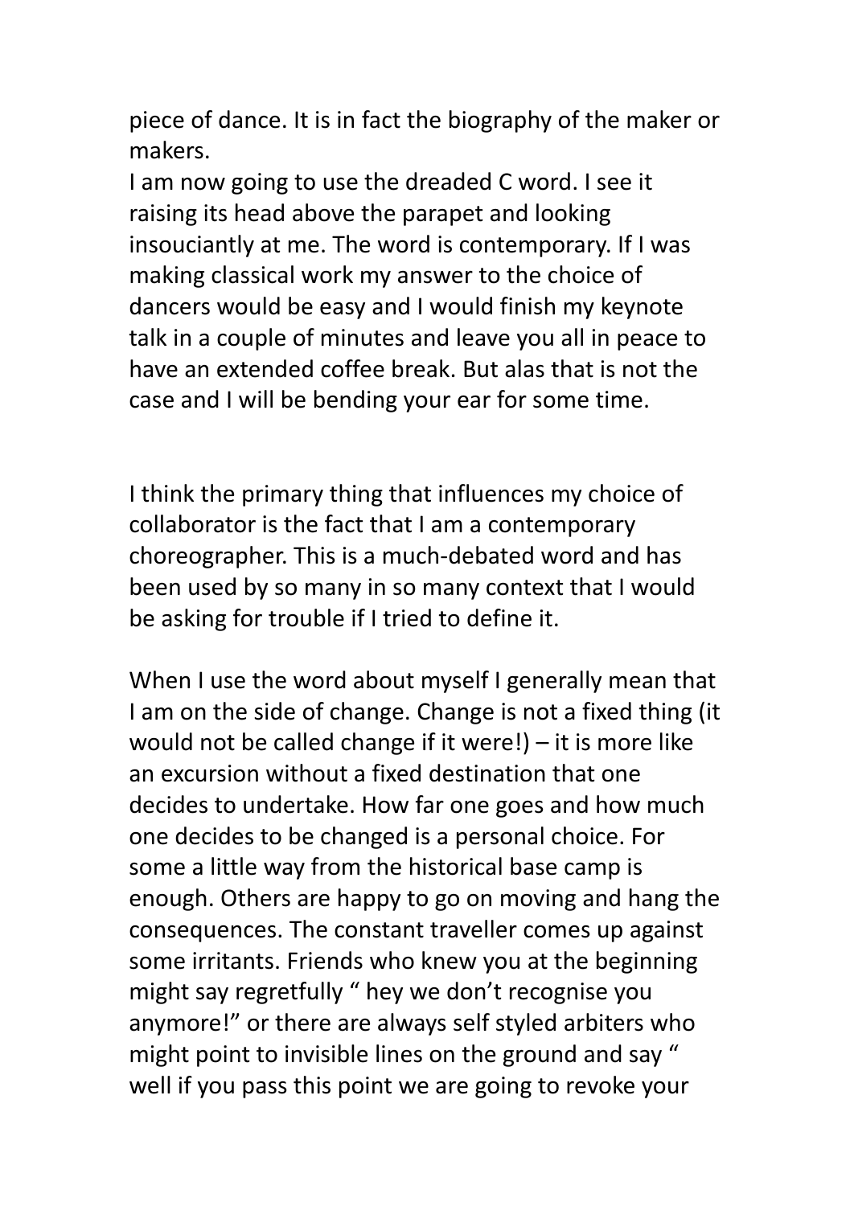piece of dance. It is in fact the biography of the maker or makers.
I am now going to use the dreaded C word. I see it raising its head above the parapet and looking insouciantly at me. The word is contemporary. If I was making classical work my answer to the choice of dancers would be easy and I would finish my keynote talk in a couple of minutes and leave you all in peace to have an extended coffee break. But alas that is not the case and I will be bending your ear for some time.

I think the primary thing that influences my choice of collaborator is the fact that I am a contemporary choreographer. This is a much-debated word and has been used by so many in so many context that I would be asking for trouble if I tried to define it.

When I use the word about myself I generally mean that I am on the side of change. Change is not a fixed thing (it would not be called change if it were!) – it is more like an excursion without a fixed destination that one decides to undertake. How far one goes and how much one decides to be changed is a personal choice. For some a little way from the historical base camp is enough. Others are happy to go on moving and hang the consequences. The constant traveller comes up against some irritants. Friends who knew you at the beginning might say regretfully " hey we don't recognise you anymore!" or there are always self styled arbiters who might point to invisible lines on the ground and say " well if you pass this point we are going to revoke your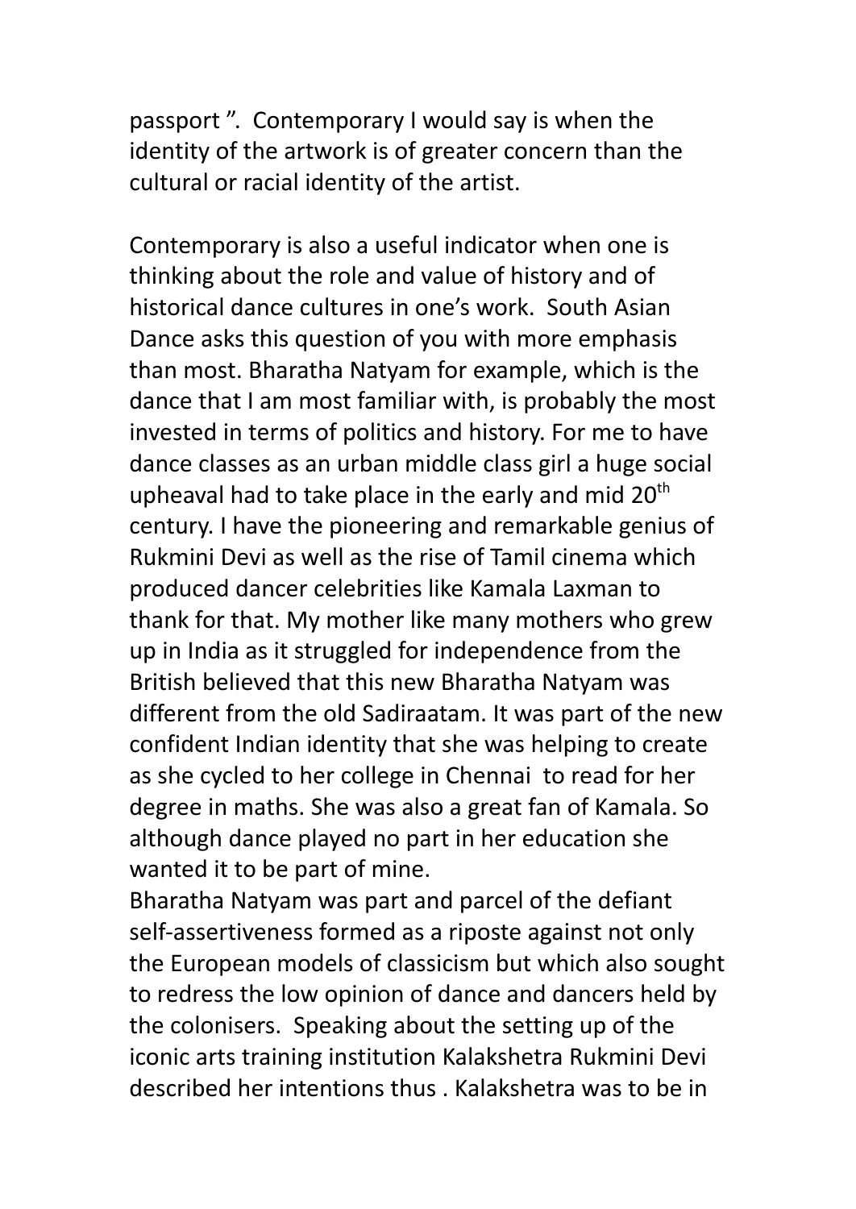passport ". Contemporary I would say is when the identity of the artwork is of greater concern than the cultural or racial identity of the artist.

Contemporary is also a useful indicator when one is thinking about the role and value of history and of historical dance cultures in one's work. South Asian Dance asks this question of you with more emphasis than most. Bharatha Natyam for example, which is the dance that I am most familiar with, is probably the most invested in terms of politics and history. For me to have dance classes as an urban middle class girl a huge social upheaval had to take place in the early and mid 20th century. I have the pioneering and remarkable genius of Rukmini Devi as well as the rise of Tamil cinema which produced dancer celebrities like Kamala Laxman to thank for that. My mother like many mothers who grew up in India as it struggled for independence from the British believed that this new Bharatha Natyam was different from the old Sadiraatam. It was part of the new confident Indian identity that she was helping to create as she cycled to her college in Chennai to read for her degree in maths. She was also a great fan of Kamala. So although dance played no part in her education she wanted it to be part of mine.

Bharatha Natyam was part and parcel of the defiant self-assertiveness formed as a riposte against not only the European models of classicism but which also sought to redress the low opinion of dance and dancers held by the colonisers. Speaking about the setting up of the iconic arts training institution Kalakshetra Rukmini Devi described her intentions thus . Kalakshetra was to be in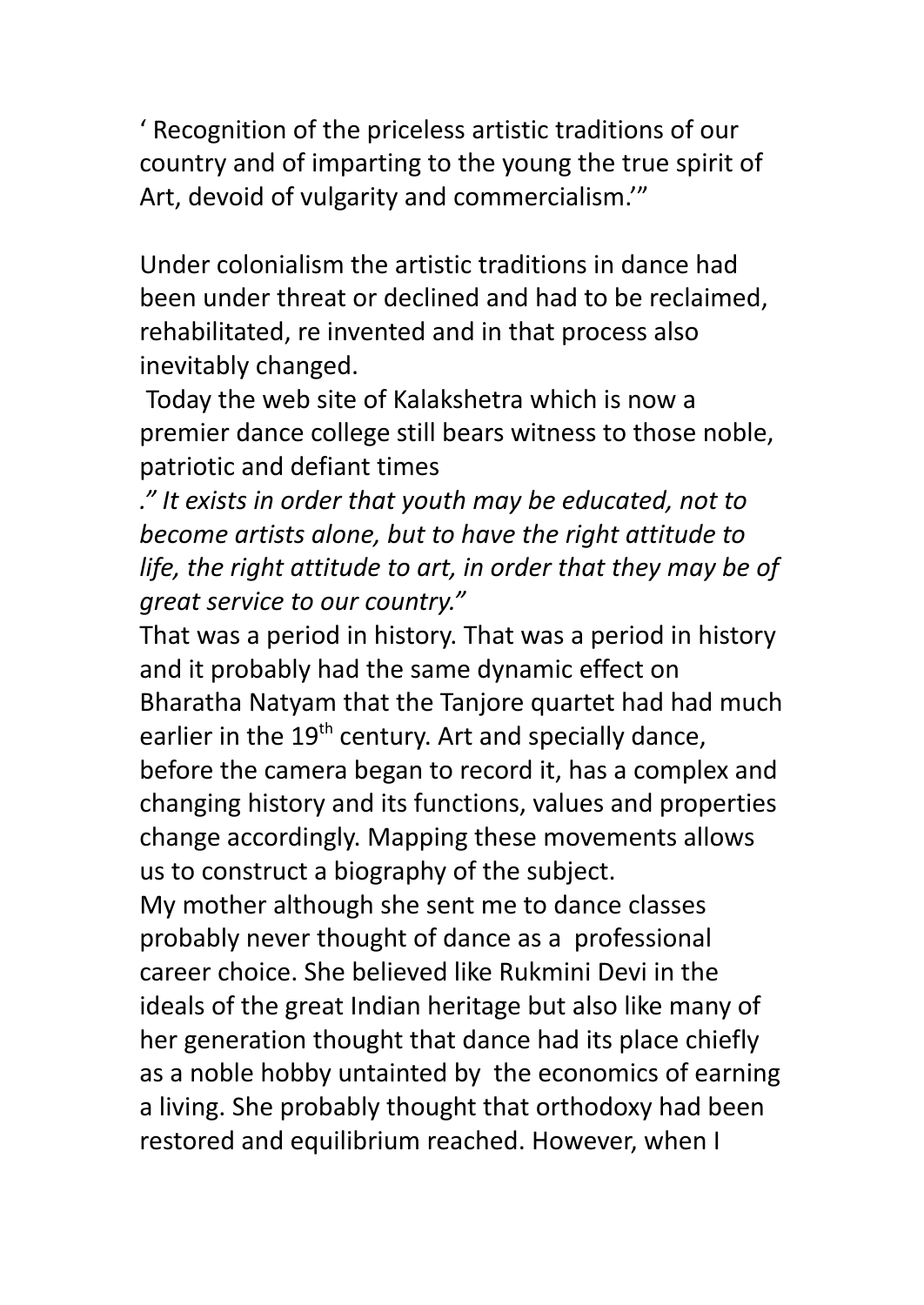‘ Recognition of the priceless artistic traditions of our country and of imparting to the young the true spirit of Art, devoid of vulgarity and commercialism.’”

Under colonialism the artistic traditions in dance had been under threat or declined and had to be reclaimed, rehabilitated, re invented and in that process also inevitably changed.

Today the web site of Kalakshetra which is now a premier dance college still bears witness to those noble, patriotic and defiant times

*.” It exists in order that youth may be educated, not to become artists alone, but to have the right attitude to life, the right attitude to art, in order that they may be of great service to our country.”*

That was a period in history. That was a period in history and it probably had the same dynamic effect on Bharatha Natyam that the Tanjore quartet had had much earlier in the 19th century. Art and specially dance, before the camera began to record it, has a complex and changing history and its functions, values and properties change accordingly. Mapping these movements allows us to construct a biography of the subject.

My mother although she sent me to dance classes probably never thought of dance as a professional career choice. She believed like Rukmini Devi in the ideals of the great Indian heritage but also like many of her generation thought that dance had its place chiefly as a noble hobby untainted by the economics of earning a living. She probably thought that orthodoxy had been restored and equilibrium reached. However, when I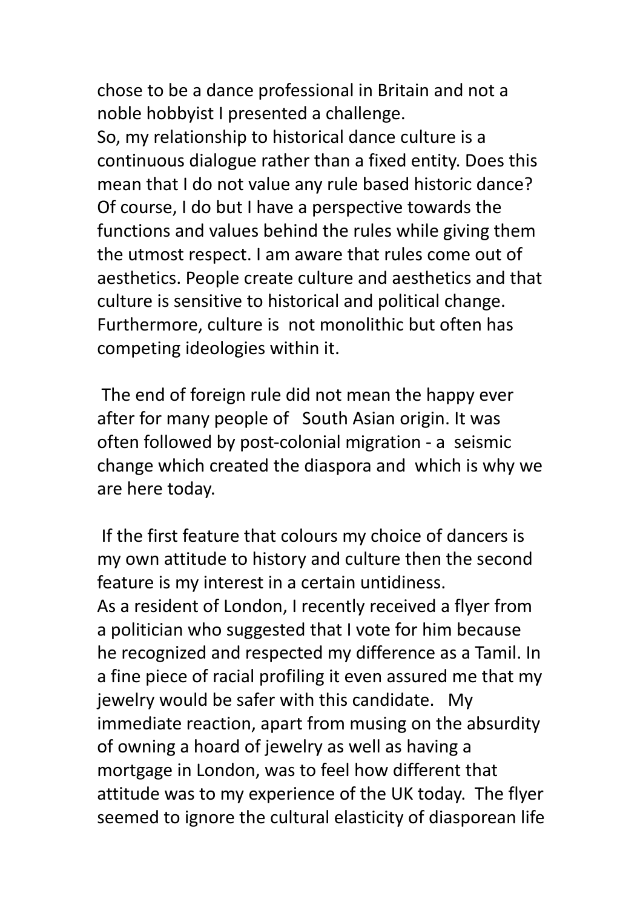chose to be a dance professional in Britain and not a noble hobbyist I presented a challenge.
So, my relationship to historical dance culture is a continuous dialogue rather than a fixed entity. Does this mean that I do not value any rule based historic dance? Of course, I do but I have a perspective towards the functions and values behind the rules while giving them the utmost respect. I am aware that rules come out of aesthetics. People create culture and aesthetics and that culture is sensitive to historical and political change. Furthermore, culture is not monolithic but often has competing ideologies within it.

The end of foreign rule did not mean the happy ever after for many people of South Asian origin. It was often followed by post-colonial migration - a seismic change which created the diaspora and which is why we are here today.

If the first feature that colours my choice of dancers is my own attitude to history and culture then the second feature is my interest in a certain untidiness.
As a resident of London, I recently received a flyer from a politician who suggested that I vote for him because he recognized and respected my difference as a Tamil. In a fine piece of racial profiling it even assured me that my jewelry would be safer with this candidate. My immediate reaction, apart from musing on the absurdity of owning a hoard of jewelry as well as having a mortgage in London, was to feel how different that attitude was to my experience of the UK today. The flyer seemed to ignore the cultural elasticity of diasporean life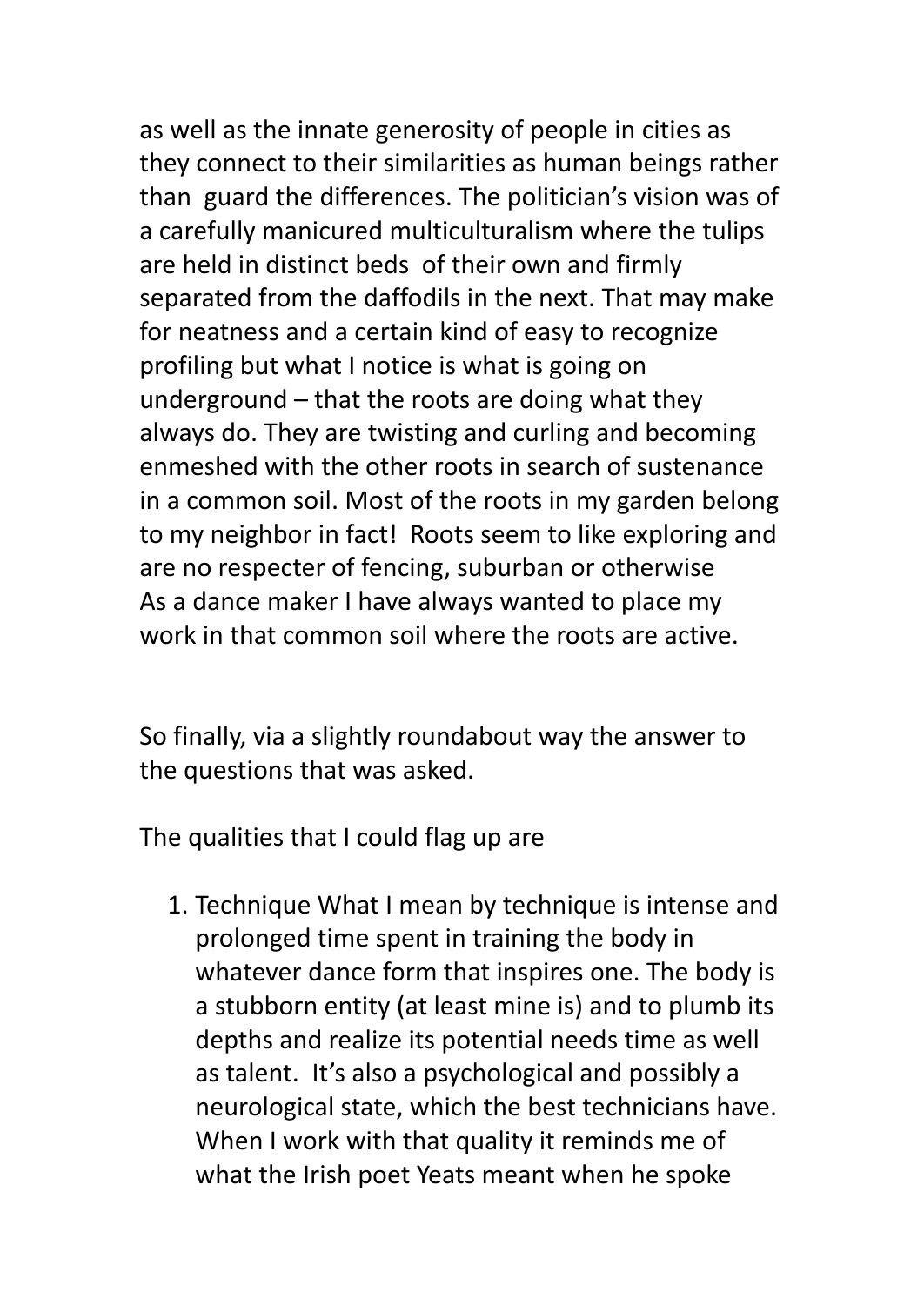as well as the innate generosity of people in cities as they connect to their similarities as human beings rather than guard the differences. The politician's vision was of a carefully manicured multiculturalism where the tulips are held in distinct beds of their own and firmly separated from the daffodils in the next. That may make for neatness and a certain kind of easy to recognize profiling but what I notice is what is going on underground – that the roots are doing what they always do. They are twisting and curling and becoming enmeshed with the other roots in search of sustenance in a common soil. Most of the roots in my garden belong to my neighbor in fact! Roots seem to like exploring and are no respecter of fencing, suburban or otherwise
As a dance maker I have always wanted to place my work in that common soil where the roots are active.

So finally, via a slightly roundabout way the answer to the questions that was asked.

The qualities that I could flag up are

1. Technique What I mean by technique is intense and prolonged time spent in training the body in whatever dance form that inspires one. The body is a stubborn entity (at least mine is) and to plumb its depths and realize its potential needs time as well as talent. It's also a psychological and possibly a neurological state, which the best technicians have. When I work with that quality it reminds me of what the Irish poet Yeats meant when he spoke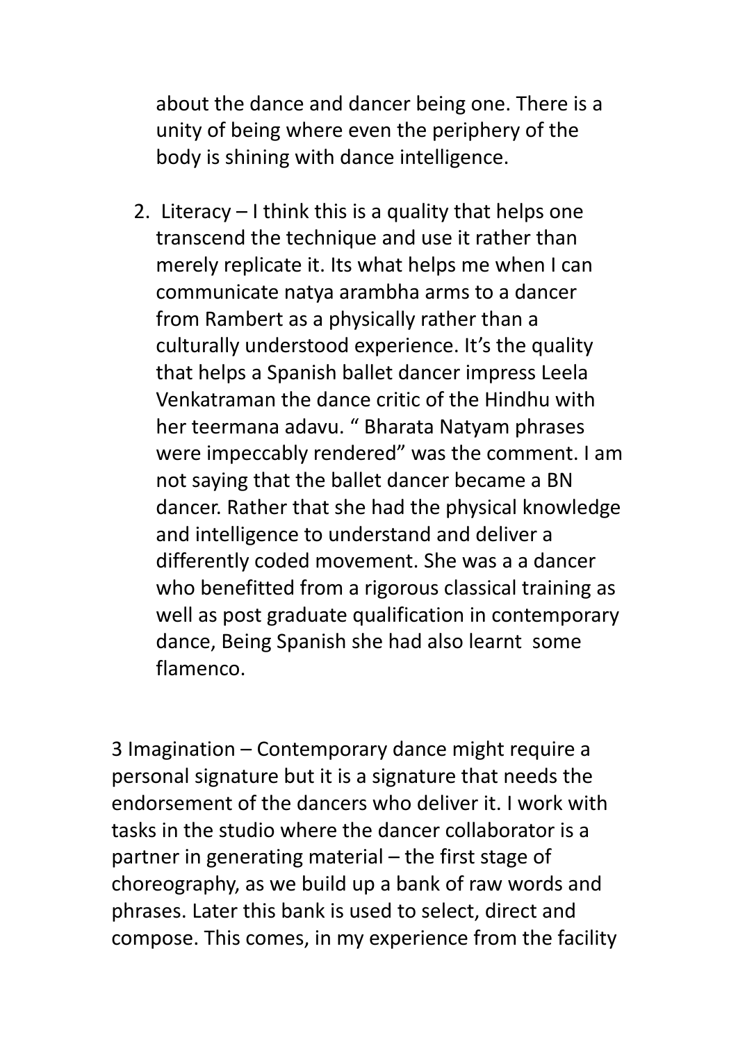about the dance and dancer being one. There is a unity of being where even the periphery of the body is shining with dance intelligence.

2. Literacy – I think this is a quality that helps one transcend the technique and use it rather than merely replicate it. Its what helps me when I can communicate natya arambha arms to a dancer from Rambert as a physically rather than a culturally understood experience. It's the quality that helps a Spanish ballet dancer impress Leela Venkatraman the dance critic of the Hindhu with her teermana adavu. " Bharata Natyam phrases were impeccably rendered" was the comment. I am not saying that the ballet dancer became a BN dancer. Rather that she had the physical knowledge and intelligence to understand and deliver a differently coded movement. She was a a dancer who benefitted from a rigorous classical training as well as post graduate qualification in contemporary dance, Being Spanish she had also learnt some flamenco.

3 Imagination – Contemporary dance might require a personal signature but it is a signature that needs the endorsement of the dancers who deliver it. I work with tasks in the studio where the dancer collaborator is a partner in generating material – the first stage of choreography, as we build up a bank of raw words and phrases. Later this bank is used to select, direct and compose. This comes, in my experience from the facility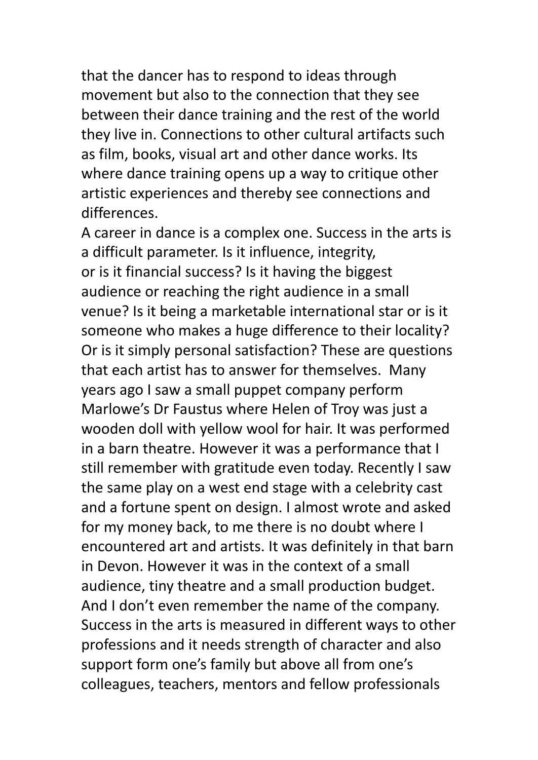that the dancer has to respond to ideas through movement but also to the connection that they see between their dance training and the rest of the world they live in. Connections to other cultural artifacts such as film, books, visual art and other dance works. Its where dance training opens up a way to critique other artistic experiences and thereby see connections and differences.

A career in dance is a complex one. Success in the arts is a difficult parameter. Is it influence, integrity, or is it financial success? Is it having the biggest audience or reaching the right audience in a small venue? Is it being a marketable international star or is it someone who makes a huge difference to their locality? Or is it simply personal satisfaction? These are questions that each artist has to answer for themselves. Many years ago I saw a small puppet company perform Marlowe's Dr Faustus where Helen of Troy was just a wooden doll with yellow wool for hair. It was performed in a barn theatre. However it was a performance that I still remember with gratitude even today. Recently I saw the same play on a west end stage with a celebrity cast and a fortune spent on design. I almost wrote and asked for my money back, to me there is no doubt where I encountered art and artists. It was definitely in that barn in Devon. However it was in the context of a small audience, tiny theatre and a small production budget. And I don't even remember the name of the company. Success in the arts is measured in different ways to other professions and it needs strength of character and also support form one's family but above all from one's colleagues, teachers, mentors and fellow professionals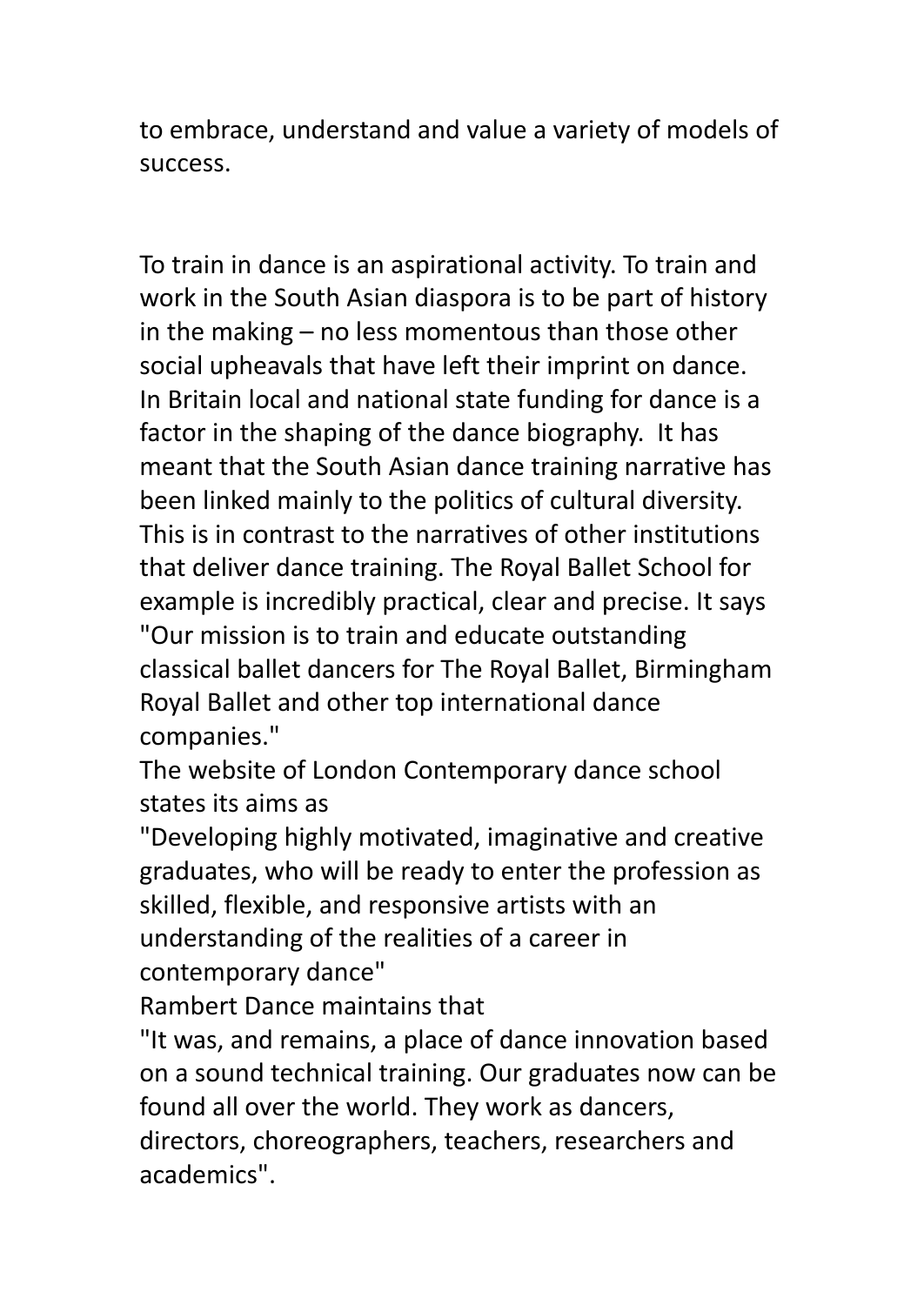to embrace, understand and value a variety of models of success.

To train in dance is an aspirational activity. To train and work in the South Asian diaspora is to be part of history in the making – no less momentous than those other social upheavals that have left their imprint on dance. In Britain local and national state funding for dance is a factor in the shaping of the dance biography. It has meant that the South Asian dance training narrative has been linked mainly to the politics of cultural diversity. This is in contrast to the narratives of other institutions that deliver dance training. The Royal Ballet School for example is incredibly practical, clear and precise. It says "Our mission is to train and educate outstanding classical ballet dancers for The Royal Ballet, Birmingham Royal Ballet and other top international dance companies."

The website of London Contemporary dance school states its aims as

"Developing highly motivated, imaginative and creative graduates, who will be ready to enter the profession as skilled, flexible, and responsive artists with an understanding of the realities of a career in contemporary dance"

Rambert Dance maintains that

"It was, and remains, a place of dance innovation based on a sound technical training. Our graduates now can be found all over the world. They work as dancers, directors, choreographers, teachers, researchers and academics".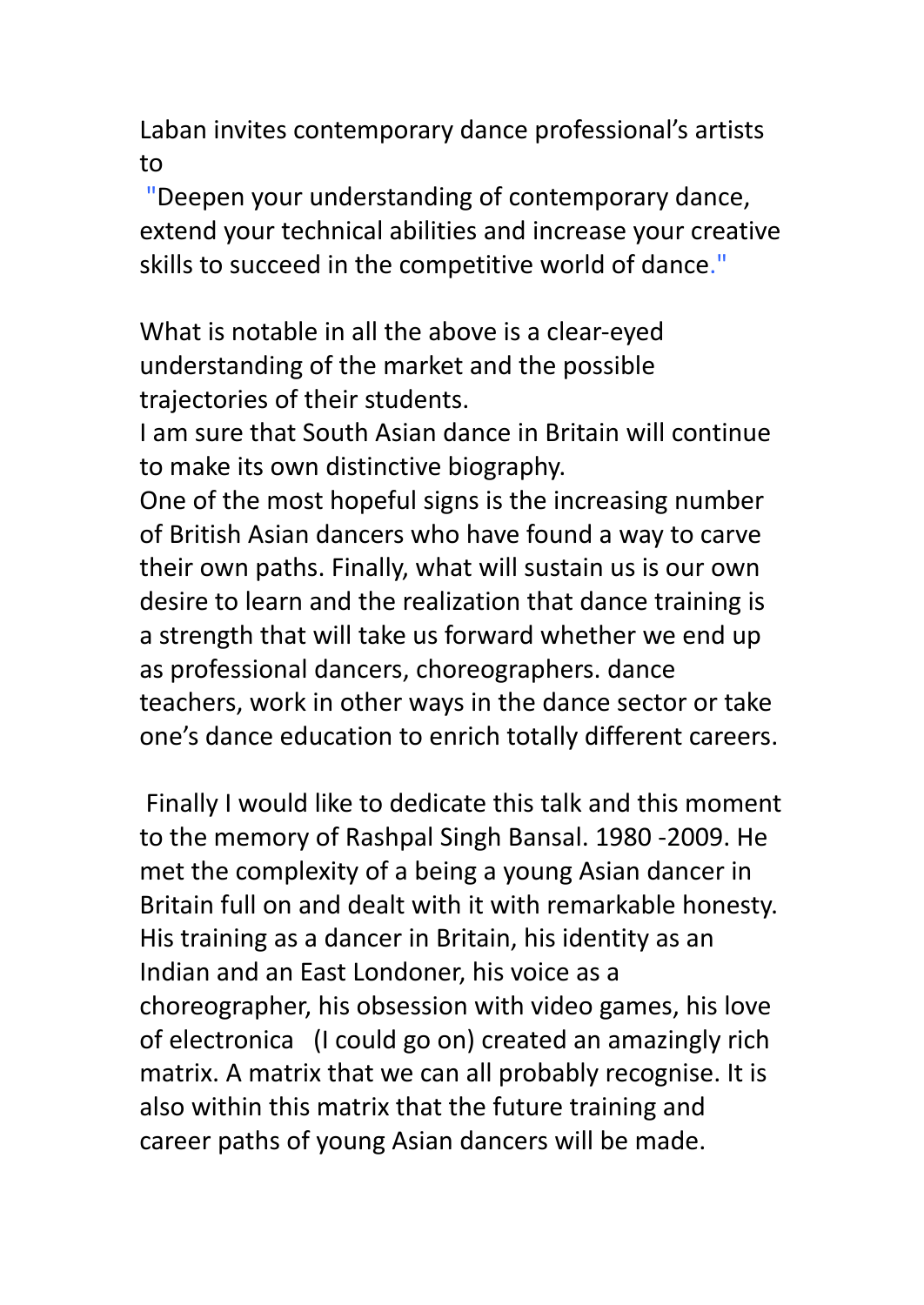Laban invites contemporary dance professional's artists to

"Deepen your understanding of contemporary dance, extend your technical abilities and increase your creative skills to succeed in the competitive world of dance."

What is notable in all the above is a clear-eyed understanding of the market and the possible trajectories of their students.
I am sure that South Asian dance in Britain will continue to make its own distinctive biography.
One of the most hopeful signs is the increasing number of British Asian dancers who have found a way to carve their own paths. Finally, what will sustain us is our own desire to learn and the realization that dance training is a strength that will take us forward whether we end up as professional dancers, choreographers. dance teachers, work in other ways in the dance sector or take one's dance education to enrich totally different careers.

Finally I would like to dedicate this talk and this moment to the memory of Rashpal Singh Bansal. 1980 -2009. He met the complexity of a being a young Asian dancer in Britain full on and dealt with it with remarkable honesty. His training as a dancer in Britain, his identity as an Indian and an East Londoner, his voice as a choreographer, his obsession with video games, his love of electronica (I could go on) created an amazingly rich matrix. A matrix that we can all probably recognise. It is also within this matrix that the future training and career paths of young Asian dancers will be made.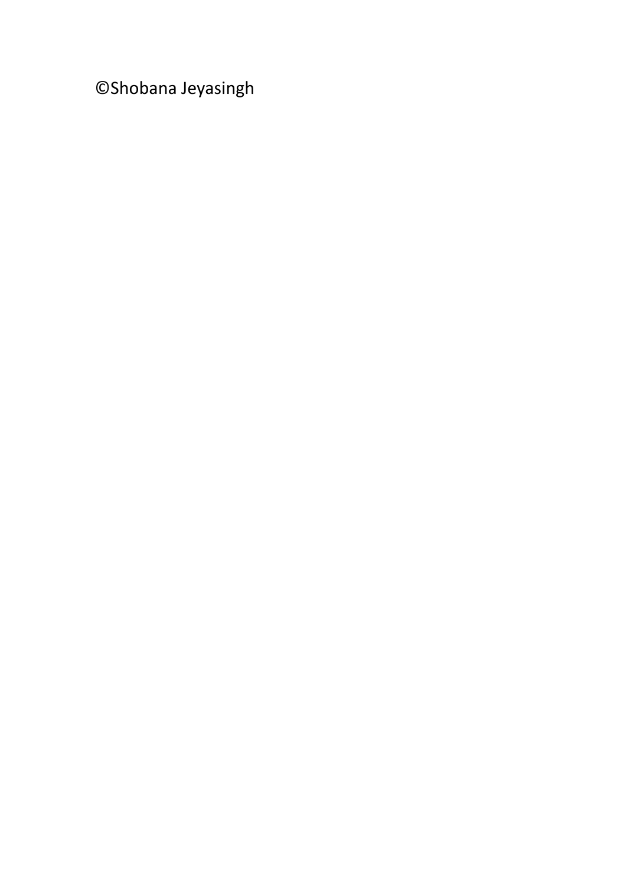©Shobana Jeyasingh